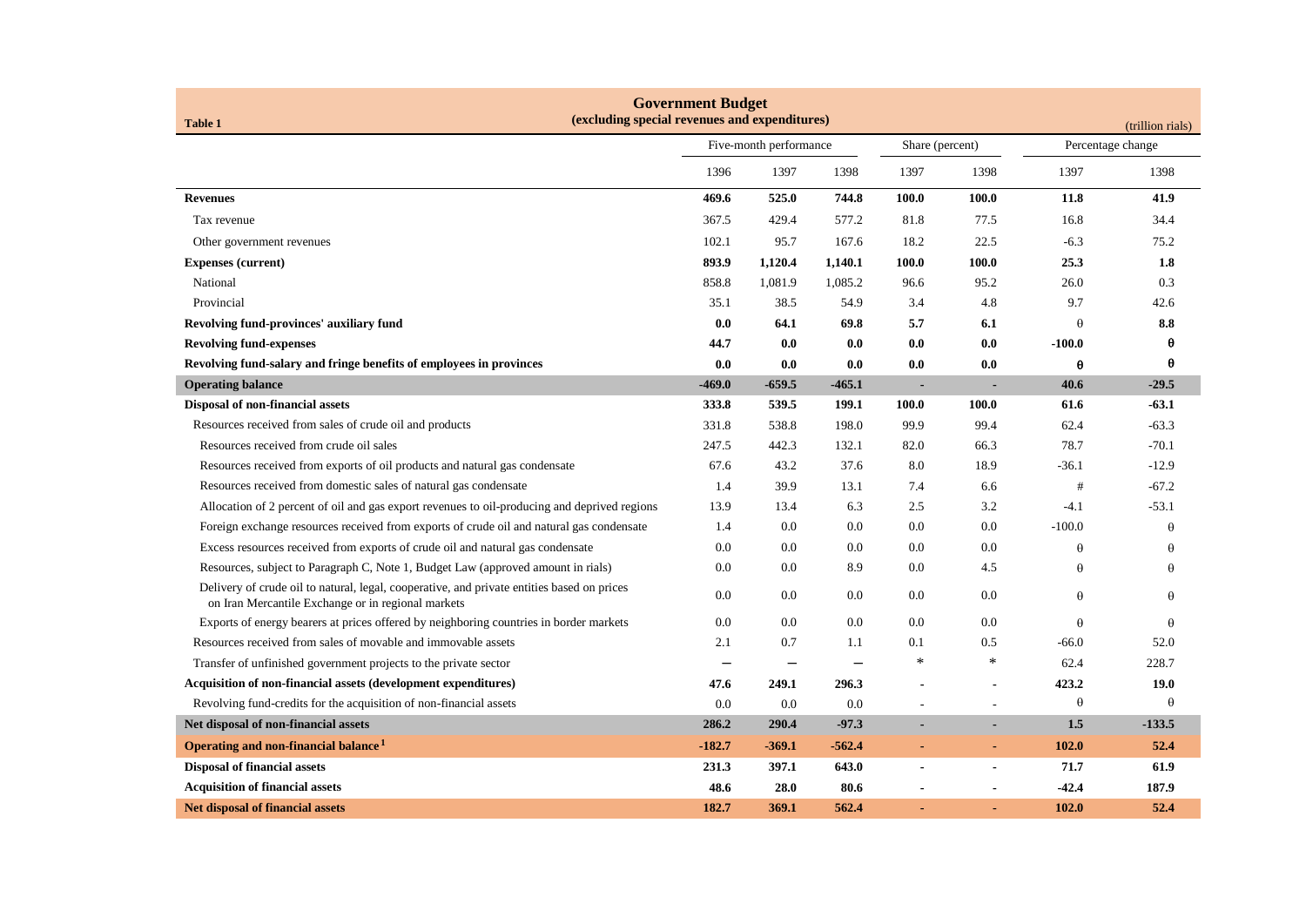**Table 1**

## Government Budget
### (excluding special revenues and expenditures)

(trillion rials)

| | Five-month performance | | | Share (percent) | | Percentage change | |
|---|---|---|---|---|---|---|---|
| | 1396 | 1397 | 1398 | 1397 | 1398 | 1397 | 1398 |
| **Revenues** | **469.6** | **525.0** | **744.8** | **100.0** | **100.0** | **11.8** | **41.9** |
| Tax revenue | 367.5 | 429.4 | 577.2 | 81.8 | 77.5 | 16.8 | 34.4 |
| Other government revenues | 102.1 | 95.7 | 167.6 | 18.2 | 22.5 | -6.3 | 75.2 |
| **Expenses (current)** | **893.9** | **1,120.4** | **1,140.1** | **100.0** | **100.0** | **25.3** | **1.8** |
| National | 858.8 | 1,081.9 | 1,085.2 | 96.6 | 95.2 | 26.0 | 0.3 |
| Provincial | 35.1 | 38.5 | 54.9 | 3.4 | 4.8 | 9.7 | 42.6 |
| **Revolving fund-provinces' auxiliary fund** | **0.0** | **64.1** | **69.8** | **5.7** | **6.1** | θ | **8.8** |
| **Revolving fund-expenses** | **44.7** | **0.0** | **0.0** | **0.0** | **0.0** | **-100.0** | **θ** |
| **Revolving fund-salary and fringe benefits of employees in provinces** | **0.0** | **0.0** | **0.0** | **0.0** | **0.0** | **θ** | **θ** |
| **Operating balance** | **-469.0** | **-659.5** | **-465.1** | **-** | **-** | **40.6** | **-29.5** |
| **Disposal of non-financial assets** | **333.8** | **539.5** | **199.1** | **100.0** | **100.0** | **61.6** | **-63.1** |
| Resources received from sales of crude oil and products | 331.8 | 538.8 | 198.0 | 99.9 | 99.4 | 62.4 | -63.3 |
| Resources received from crude oil sales | 247.5 | 442.3 | 132.1 | 82.0 | 66.3 | 78.7 | -70.1 |
| Resources received from exports of oil products and natural gas condensate | 67.6 | 43.2 | 37.6 | 8.0 | 18.9 | -36.1 | -12.9 |
| Resources received from domestic sales of natural gas condensate | 1.4 | 39.9 | 13.1 | 7.4 | 6.6 | # | -67.2 |
| Allocation of 2 percent of oil and gas export revenues to oil-producing and deprived regions | 13.9 | 13.4 | 6.3 | 2.5 | 3.2 | -4.1 | -53.1 |
| Foreign exchange resources received from exports of crude oil and natural gas condensate | 1.4 | 0.0 | 0.0 | 0.0 | 0.0 | -100.0 | θ |
| Excess resources received from exports of crude oil and natural gas condensate | 0.0 | 0.0 | 0.0 | 0.0 | 0.0 | θ | θ |
| Resources, subject to Paragraph C, Note 1, Budget Law (approved amount in rials) | 0.0 | 0.0 | 8.9 | 0.0 | 4.5 | θ | θ |
| Delivery of crude oil to natural, legal, cooperative, and private entities based on prices on Iran Mercantile Exchange or in regional markets | 0.0 | 0.0 | 0.0 | 0.0 | 0.0 | θ | θ |
| Exports of energy bearers at prices offered by neighboring countries in border markets | 0.0 | 0.0 | 0.0 | 0.0 | 0.0 | θ | θ |
| Resources received from sales of movable and immovable assets | 2.1 | 0.7 | 1.1 | 0.1 | 0.5 | -66.0 | 52.0 |
| Transfer of unfinished government projects to the private sector | — | — | — | * | * | 62.4 | 228.7 |
| **Acquisition of non-financial assets (development expenditures)** | **47.6** | **249.1** | **296.3** | - | - | **423.2** | **19.0** |
| Revolving fund-credits for the acquisition of non-financial assets | 0.0 | 0.0 | 0.0 | - | - | θ | θ |
| **Net disposal of non-financial assets** | **286.2** | **290.4** | **-97.3** | **-** | **-** | **1.5** | **-133.5** |
| **Operating and non-financial balance [1]** | **-182.7** | **-369.1** | **-562.4** | **-** | **-** | **102.0** | **52.4** |
| **Disposal of financial assets** | **231.3** | **397.1** | **643.0** | - | - | **71.7** | **61.9** |
| **Acquisition of financial assets** | **48.6** | **28.0** | **80.6** | - | - | **-42.4** | **187.9** |
| **Net disposal of financial assets** | **182.7** | **369.1** | **562.4** | **-** | **-** | **102.0** | **52.4** |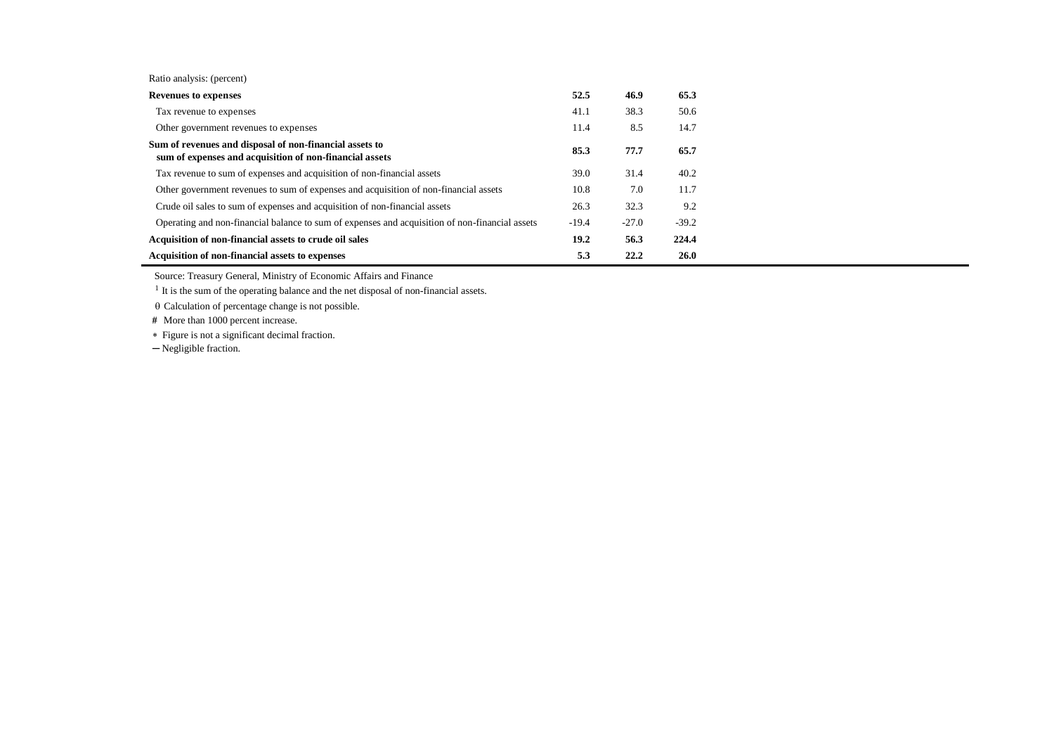| Ratio analysis: (percent) | | | |
|---|---|---|---|
| **Revenues to expenses** | **52.5** | **46.9** | **65.3** |
| Tax revenue to expenses | 41.1 | 38.3 | 50.6 |
| Other government revenues to expenses | 11.4 | 8.5 | 14.7 |
| **Sum of revenues and disposal of non-financial assets to sum of expenses and acquisition of non-financial assets** | **85.3** | **77.7** | **65.7** |
| Tax revenue to sum of expenses and acquisition of non-financial assets | 39.0 | 31.4 | 40.2 |
| Other government revenues to sum of expenses and acquisition of non-financial assets | 10.8 | 7.0 | 11.7 |
| Crude oil sales to sum of expenses and acquisition of non-financial assets | 26.3 | 32.3 | 9.2 |
| Operating and non-financial balance to sum of expenses and acquisition of non-financial assets | -19.4 | -27.0 | -39.2 |
| **Acquisition of non-financial assets to crude oil sales** | **19.2** | **56.3** | **224.4** |
| **Acquisition of non-financial assets to expenses** | **5.3** | **22.2** | **26.0** |

Source: Treasury General, Ministry of Economic Affairs and Finance

[1] It is the sum of the operating balance and the net disposal of non-financial assets.

θ Calculation of percentage change is not possible.

# More than 1000 percent increase.

* Figure is not a significant decimal fraction.

– Negligible fraction.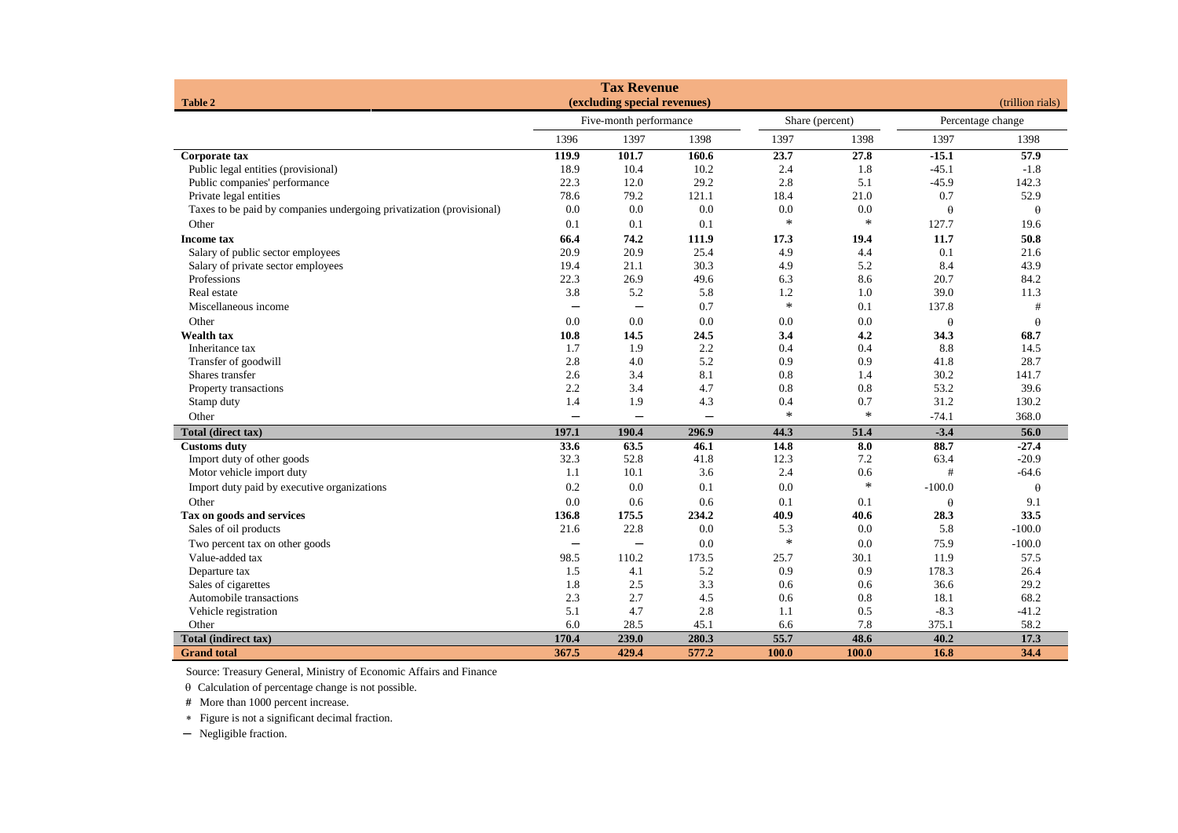**Table 2**

## Tax Revenue
**(excluding special revenues)**

(trillion rials)

| | Five-month performance | | | Share (percent) | | Percentage change | |
|---|---|---|---|---|---|---|---|
| | 1396 | 1397 | 1398 | 1397 | 1398 | 1397 | 1398 |
| **Corporate tax** | **119.9** | **101.7** | **160.6** | **23.7** | **27.8** | **-15.1** | **57.9** |
| Public legal entities (provisional) | 18.9 | 10.4 | 10.2 | 2.4 | 1.8 | -45.1 | -1.8 |
| Public companies' performance | 22.3 | 12.0 | 29.2 | 2.8 | 5.1 | -45.9 | 142.3 |
| Private legal entities | 78.6 | 79.2 | 121.1 | 18.4 | 21.0 | 0.7 | 52.9 |
| Taxes to be paid by companies undergoing privatization (provisional) | 0.0 | 0.0 | 0.0 | 0.0 | 0.0 | θ | θ |
| Other | 0.1 | 0.1 | 0.1 | * | * | 127.7 | 19.6 |
| **Income tax** | **66.4** | **74.2** | **111.9** | **17.3** | **19.4** | **11.7** | **50.8** |
| Salary of public sector employees | 20.9 | 20.9 | 25.4 | 4.9 | 4.4 | 0.1 | 21.6 |
| Salary of private sector employees | 19.4 | 21.1 | 30.3 | 4.9 | 5.2 | 8.4 | 43.9 |
| Professions | 22.3 | 26.9 | 49.6 | 6.3 | 8.6 | 20.7 | 84.2 |
| Real estate | 3.8 | 5.2 | 5.8 | 1.2 | 1.0 | 39.0 | 11.3 |
| Miscellaneous income | – | – | 0.7 | * | 0.1 | 137.8 | # |
| Other | 0.0 | 0.0 | 0.0 | 0.0 | 0.0 | θ | θ |
| **Wealth tax** | **10.8** | **14.5** | **24.5** | **3.4** | **4.2** | **34.3** | **68.7** |
| Inheritance tax | 1.7 | 1.9 | 2.2 | 0.4 | 0.4 | 8.8 | 14.5 |
| Transfer of goodwill | 2.8 | 4.0 | 5.2 | 0.9 | 0.9 | 41.8 | 28.7 |
| Shares transfer | 2.6 | 3.4 | 8.1 | 0.8 | 1.4 | 30.2 | 141.7 |
| Property transactions | 2.2 | 3.4 | 4.7 | 0.8 | 0.8 | 53.2 | 39.6 |
| Stamp duty | 1.4 | 1.9 | 4.3 | 0.4 | 0.7 | 31.2 | 130.2 |
| Other | – | – | – | * | * | -74.1 | 368.0 |
| **Total (direct tax)** | **197.1** | **190.4** | **296.9** | **44.3** | **51.4** | **-3.4** | **56.0** |
| **Customs duty** | **33.6** | **63.5** | **46.1** | **14.8** | **8.0** | **88.7** | **-27.4** |
| Import duty of other goods | 32.3 | 52.8 | 41.8 | 12.3 | 7.2 | 63.4 | -20.9 |
| Motor vehicle import duty | 1.1 | 10.1 | 3.6 | 2.4 | 0.6 | # | -64.6 |
| Import duty paid by executive organizations | 0.2 | 0.0 | 0.1 | 0.0 | * | -100.0 | θ |
| Other | 0.0 | 0.6 | 0.6 | 0.1 | 0.1 | θ | 9.1 |
| **Tax on goods and services** | **136.8** | **175.5** | **234.2** | **40.9** | **40.6** | **28.3** | **33.5** |
| Sales of oil products | 21.6 | 22.8 | 0.0 | 5.3 | 0.0 | 5.8 | -100.0 |
| Two percent tax on other goods | – | – | 0.0 | * | 0.0 | 75.9 | -100.0 |
| Value-added tax | 98.5 | 110.2 | 173.5 | 25.7 | 30.1 | 11.9 | 57.5 |
| Departure tax | 1.5 | 4.1 | 5.2 | 0.9 | 0.9 | 178.3 | 26.4 |
| Sales of cigarettes | 1.8 | 2.5 | 3.3 | 0.6 | 0.6 | 36.6 | 29.2 |
| Automobile transactions | 2.3 | 2.7 | 4.5 | 0.6 | 0.8 | 18.1 | 68.2 |
| Vehicle registration | 5.1 | 4.7 | 2.8 | 1.1 | 0.5 | -8.3 | -41.2 |
| Other | 6.0 | 28.5 | 45.1 | 6.6 | 7.8 | 375.1 | 58.2 |
| **Total (indirect tax)** | **170.4** | **239.0** | **280.3** | **55.7** | **48.6** | **40.2** | **17.3** |
| **Grand total** | **367.5** | **429.4** | **577.2** | **100.0** | **100.0** | **16.8** | **34.4** |

Source: Treasury General, Ministry of Economic Affairs and Finance

θ Calculation of percentage change is not possible.

# More than 1000 percent increase.

* Figure is not a significant decimal fraction.

– Negligible fraction.